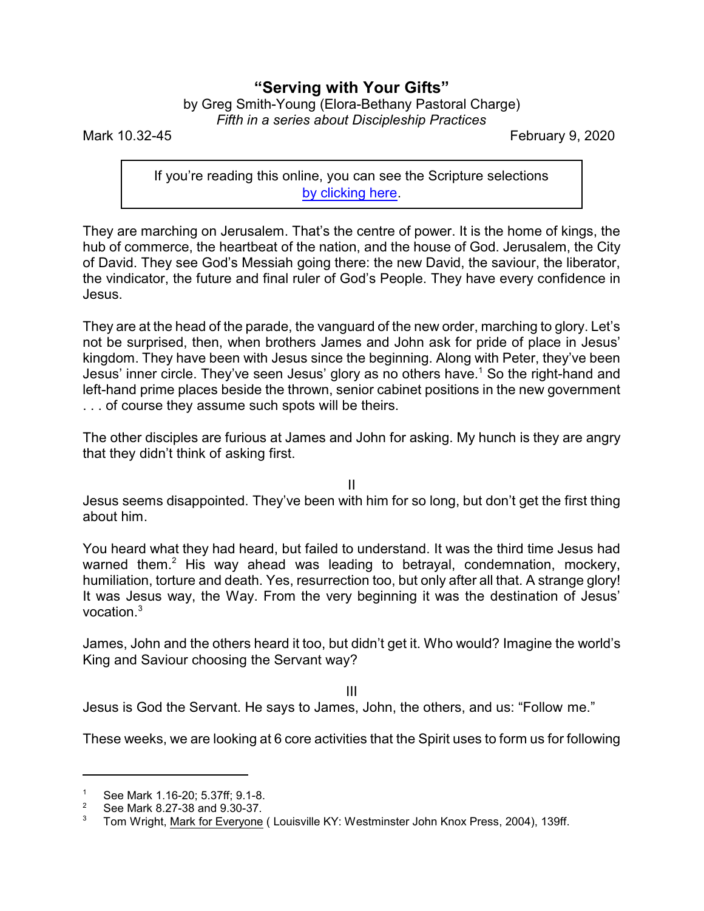# "Serving with Your Gifts"

by Greg Smith-Young (Elora-Bethany Pastoral Charge)

*Fifth in a series about Discipleship Practices*

Mark 10.32-45 February 9, 2020

> If you're reading this online, you can see the Scripture selections [by clicking here](#).

They are marching on Jerusalem. That's the centre of power. It is the home of kings, the hub of commerce, the heartbeat of the nation, and the house of God. Jerusalem, the City of David. They see God's Messiah going there: the new David, the saviour, the liberator, the vindicator, the future and final ruler of God's People. They have every confidence in Jesus.

They are at the head of the parade, the vanguard of the new order, marching to glory. Let's not be surprised, then, when brothers James and John ask for pride of place in Jesus' kingdom. They have been with Jesus since the beginning. Along with Peter, they've been Jesus' inner circle. They've seen Jesus' glory as no others have.[1] So the right-hand and left-hand prime places beside the thrown, senior cabinet positions in the new government . . . of course they assume such spots will be theirs.

The other disciples are furious at James and John for asking. My hunch is they are angry that they didn't think of asking first.

II

Jesus seems disappointed. They've been with him for so long, but don't get the first thing about him.

You heard what they had heard, but failed to understand. It was the third time Jesus had warned them.[2] His way ahead was leading to betrayal, condemnation, mockery, humiliation, torture and death. Yes, resurrection too, but only after all that. A strange glory! It was Jesus way, the Way. From the very beginning it was the destination of Jesus' vocation.[3]

James, John and the others heard it too, but didn't get it. Who would? Imagine the world's King and Saviour choosing the Servant way?

III

Jesus is God the Servant. He says to James, John, the others, and us: "Follow me."

These weeks, we are looking at 6 core activities that the Spirit uses to form us for following

---

1. See Mark 1.16-20; 5.37ff; 9.1-8.
2. See Mark 8.27-38 and 9.30-37.
3. Tom Wright, Mark for Everyone ( Louisville KY: Westminster John Knox Press, 2004), 139ff.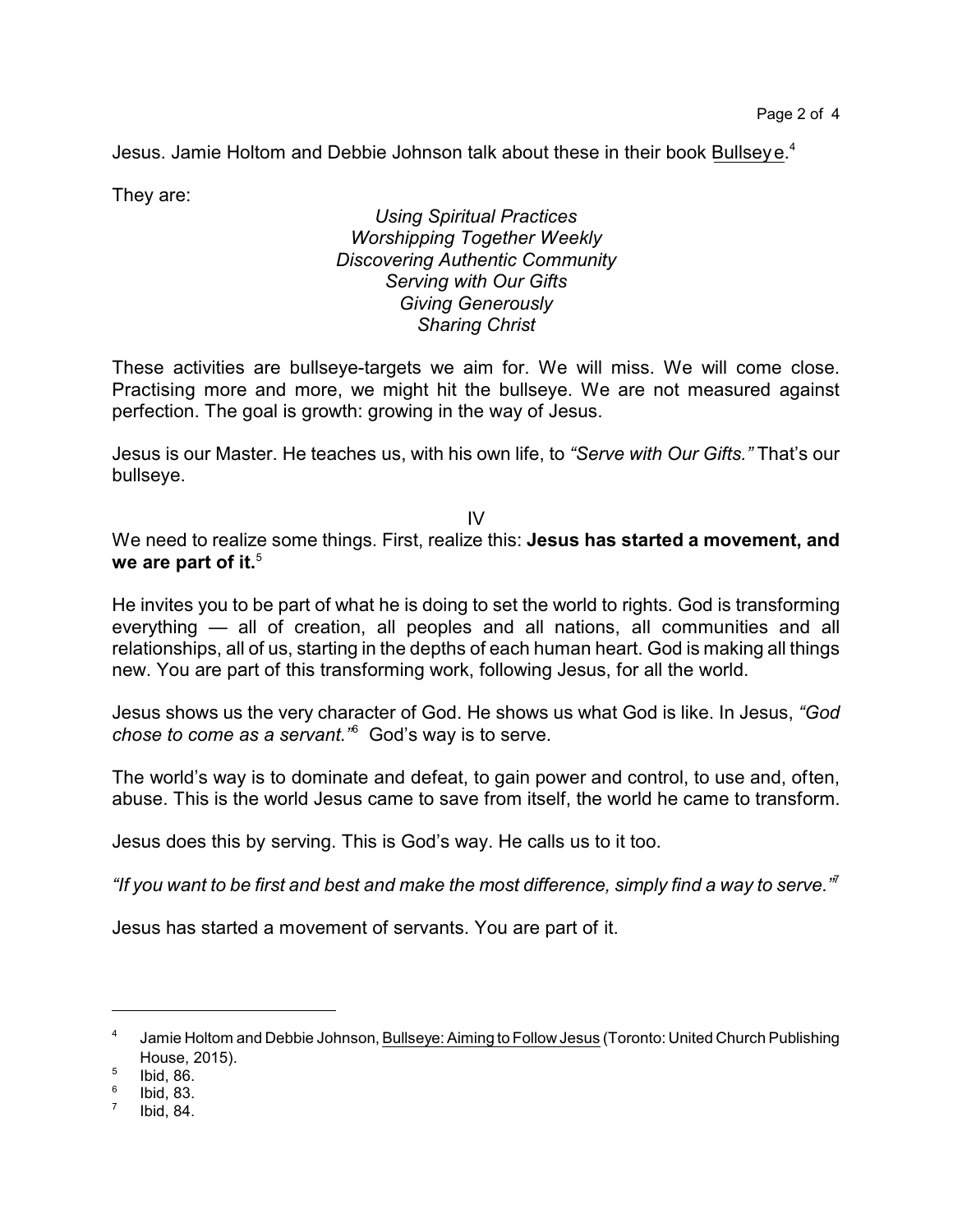Jesus. Jamie Holtom and Debbie Johnson talk about these in their book Bullseye.[4]

They are:

*Using Spiritual Practices*
*Worshipping Together Weekly*
*Discovering Authentic Community*
*Serving with Our Gifts*
*Giving Generously*
*Sharing Christ*

These activities are bullseye-targets we aim for. We will miss. We will come close. Practising more and more, we might hit the bullseye. We are not measured against perfection. The goal is growth: growing in the way of Jesus.

Jesus is our Master. He teaches us, with his own life, to *"Serve with Our Gifts."* That's our bullseye.

IV

We need to realize some things. First, realize this: **Jesus has started a movement, and we are part of it.**[5]

He invites you to be part of what he is doing to set the world to rights. God is transforming everything — all of creation, all peoples and all nations, all communities and all relationships, all of us, starting in the depths of each human heart. God is making all things new. You are part of this transforming work, following Jesus, for all the world.

Jesus shows us the very character of God. He shows us what God is like. In Jesus, *"God chose to come as a servant."*[6] God's way is to serve.

The world's way is to dominate and defeat, to gain power and control, to use and, often, abuse. This is the world Jesus came to save from itself, the world he came to transform.

Jesus does this by serving. This is God's way. He calls us to it too.

*"If you want to be first and best and make the most difference, simply find a way to serve."*[7]

Jesus has started a movement of servants. You are part of it.

---

[4] Jamie Holtom and Debbie Johnson, Bullseye: Aiming to Follow Jesus (Toronto: United Church Publishing House, 2015).

[5] Ibid, 86.

[6] Ibid, 83.

[7] Ibid, 84.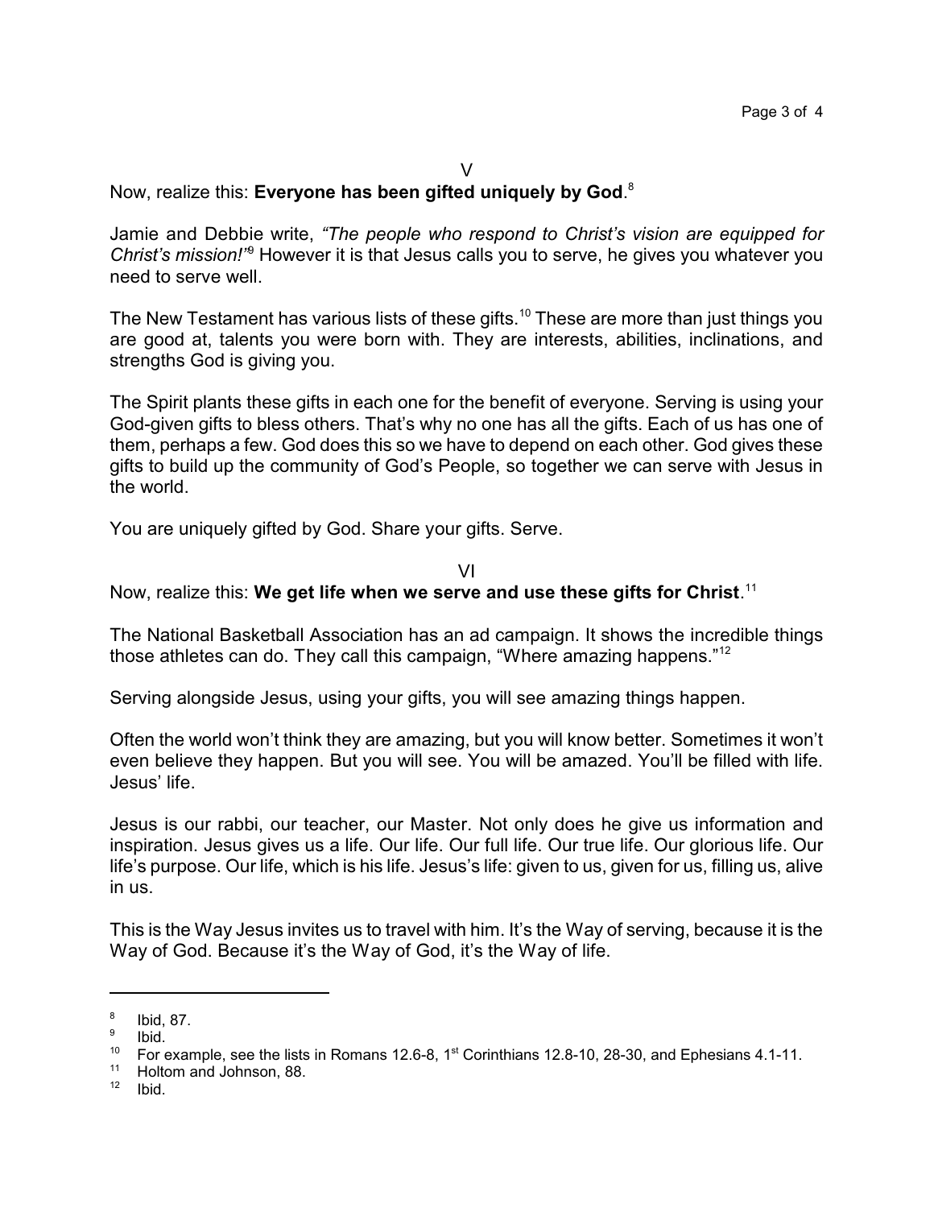V

Now, realize this: **Everyone has been gifted uniquely by God**.[8]

Jamie and Debbie write, *"The people who respond to Christ's vision are equipped for Christ's mission!"*[9] However it is that Jesus calls you to serve, he gives you whatever you need to serve well.

The New Testament has various lists of these gifts.[10] These are more than just things you are good at, talents you were born with. They are interests, abilities, inclinations, and strengths God is giving you.

The Spirit plants these gifts in each one for the benefit of everyone. Serving is using your God-given gifts to bless others. That's why no one has all the gifts. Each of us has one of them, perhaps a few. God does this so we have to depend on each other. God gives these gifts to build up the community of God's People, so together we can serve with Jesus in the world.

You are uniquely gifted by God. Share your gifts. Serve.

VI

Now, realize this: **We get life when we serve and use these gifts for Christ**.[11]

The National Basketball Association has an ad campaign. It shows the incredible things those athletes can do. They call this campaign, "Where amazing happens."[12]

Serving alongside Jesus, using your gifts, you will see amazing things happen.

Often the world won't think they are amazing, but you will know better. Sometimes it won't even believe they happen. But you will see. You will be amazed. You'll be filled with life. Jesus' life.

Jesus is our rabbi, our teacher, our Master. Not only does he give us information and inspiration. Jesus gives us a life. Our life. Our full life. Our true life. Our glorious life. Our life's purpose. Our life, which is his life. Jesus's life: given to us, given for us, filling us, alive in us.

This is the Way Jesus invites us to travel with him. It's the Way of serving, because it is the Way of God. Because it's the Way of God, it's the Way of life.

---

[8] Ibid, 87.

[9] Ibid.

[10] For example, see the lists in Romans 12.6-8, 1st Corinthians 12.8-10, 28-30, and Ephesians 4.1-11.

[11] Holtom and Johnson, 88.

[12] Ibid.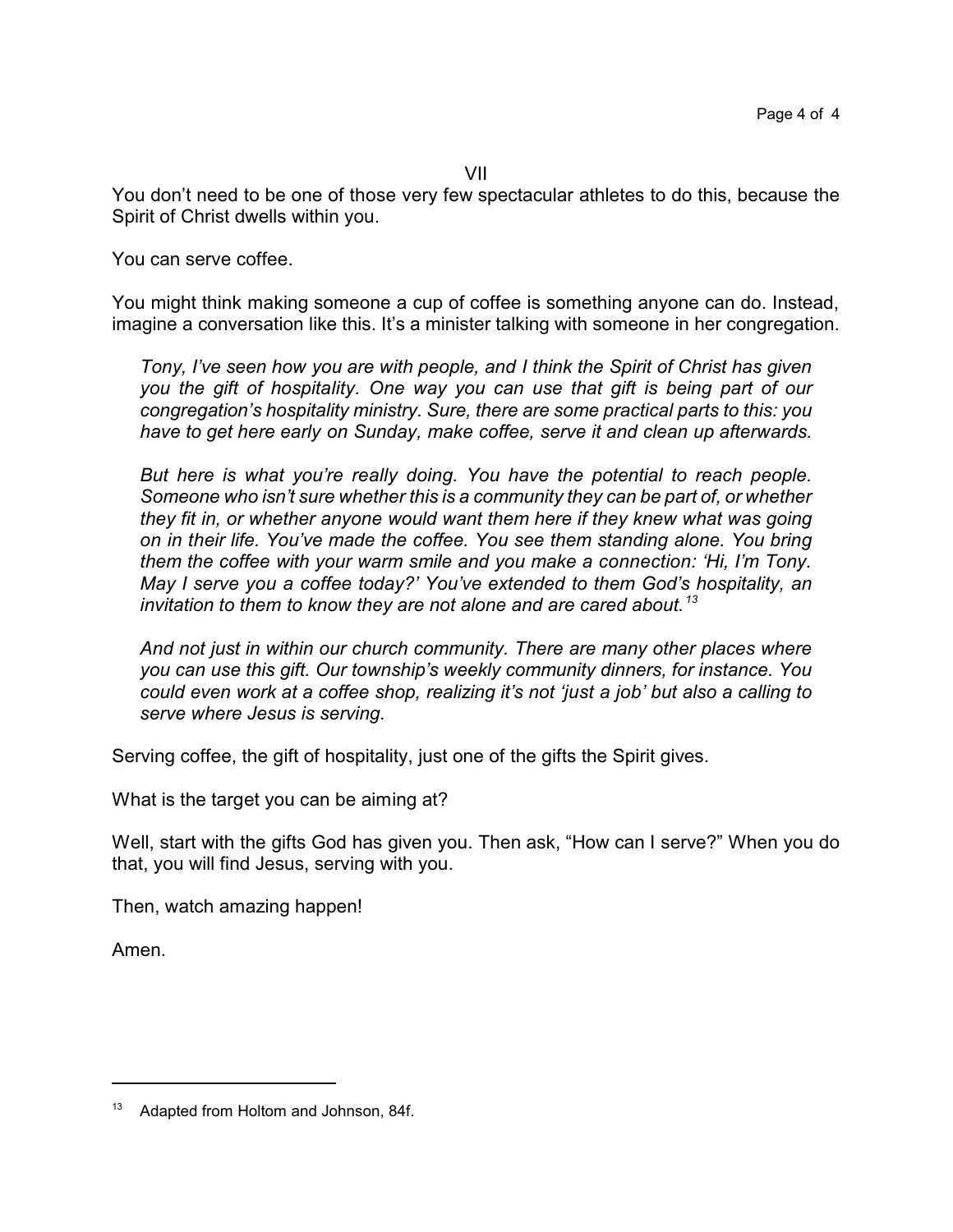VII

You don't need to be one of those very few spectacular athletes to do this, because the Spirit of Christ dwells within you.

You can serve coffee.

You might think making someone a cup of coffee is something anyone can do. Instead, imagine a conversation like this. It's a minister talking with someone in her congregation.

> *Tony, I've seen how you are with people, and I think the Spirit of Christ has given you the gift of hospitality. One way you can use that gift is being part of our congregation's hospitality ministry. Sure, there are some practical parts to this: you have to get here early on Sunday, make coffee, serve it and clean up afterwards.*
>
> *But here is what you're really doing. You have the potential to reach people. Someone who isn't sure whether this is a community they can be part of, or whether they fit in, or whether anyone would want them here if they knew what was going on in their life. You've made the coffee. You see them standing alone. You bring them the coffee with your warm smile and you make a connection: 'Hi, I'm Tony. May I serve you a coffee today?' You've extended to them God's hospitality, an invitation to them to know they are not alone and are cared about.*[13]
>
> *And not just in within our church community. There are many other places where you can use this gift. Our township's weekly community dinners, for instance. You could even work at a coffee shop, realizing it's not 'just a job' but also a calling to serve where Jesus is serving.*

Serving coffee, the gift of hospitality, just one of the gifts the Spirit gives.

What is the target you can be aiming at?

Well, start with the gifts God has given you. Then ask, "How can I serve?" When you do that, you will find Jesus, serving with you.

Then, watch amazing happen!

Amen.

---

[13] Adapted from Holtom and Johnson, 84f.